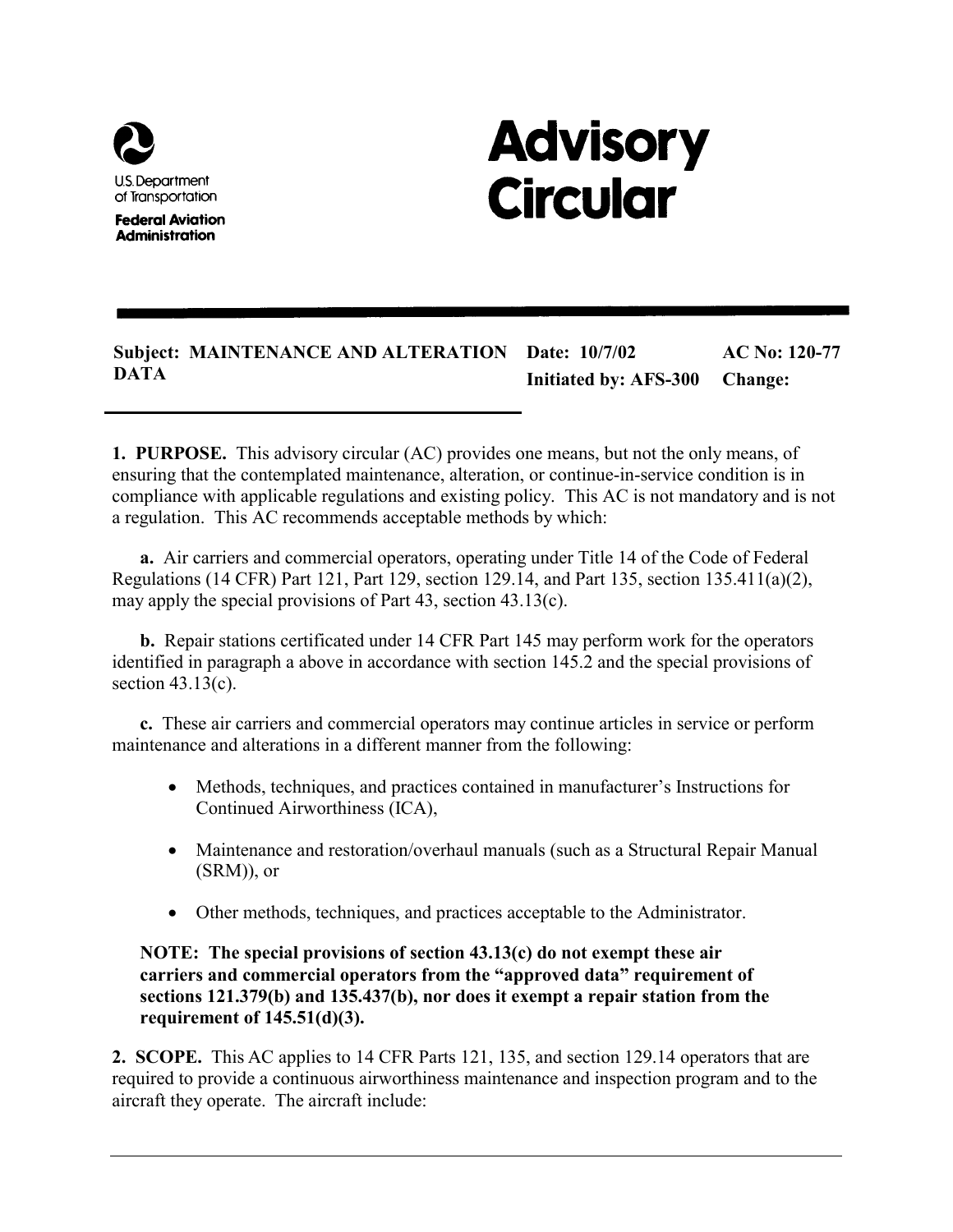U.S. Department of Transportation

**Federal Aviation Administration**

# Advisory Circular

| | | |
|---|---|---|
| **Subject: MAINTENANCE AND ALTERATION DATA** | **Date: 10/7/02** | **AC No: 120-77** |
| | **Initiated by: AFS-300** | **Change:** |

**1. PURPOSE.** This advisory circular (AC) provides one means, but not the only means, of ensuring that the contemplated maintenance, alteration, or continue-in-service condition is in compliance with applicable regulations and existing policy. This AC is not mandatory and is not a regulation. This AC recommends acceptable methods by which:

**a.** Air carriers and commercial operators, operating under Title 14 of the Code of Federal Regulations (14 CFR) Part 121, Part 129, section 129.14, and Part 135, section 135.411(a)(2), may apply the special provisions of Part 43, section 43.13(c).

**b.** Repair stations certificated under 14 CFR Part 145 may perform work for the operators identified in paragraph a above in accordance with section 145.2 and the special provisions of section 43.13(c).

**c.** These air carriers and commercial operators may continue articles in service or perform maintenance and alterations in a different manner from the following:

- Methods, techniques, and practices contained in manufacturer's Instructions for Continued Airworthiness (ICA),
- Maintenance and restoration/overhaul manuals (such as a Structural Repair Manual (SRM)), or
- Other methods, techniques, and practices acceptable to the Administrator.

**NOTE: The special provisions of section 43.13(c) do not exempt these air carriers and commercial operators from the "approved data" requirement of sections 121.379(b) and 135.437(b), nor does it exempt a repair station from the requirement of 145.51(d)(3).**

**2. SCOPE.** This AC applies to 14 CFR Parts 121, 135, and section 129.14 operators that are required to provide a continuous airworthiness maintenance and inspection program and to the aircraft they operate. The aircraft include: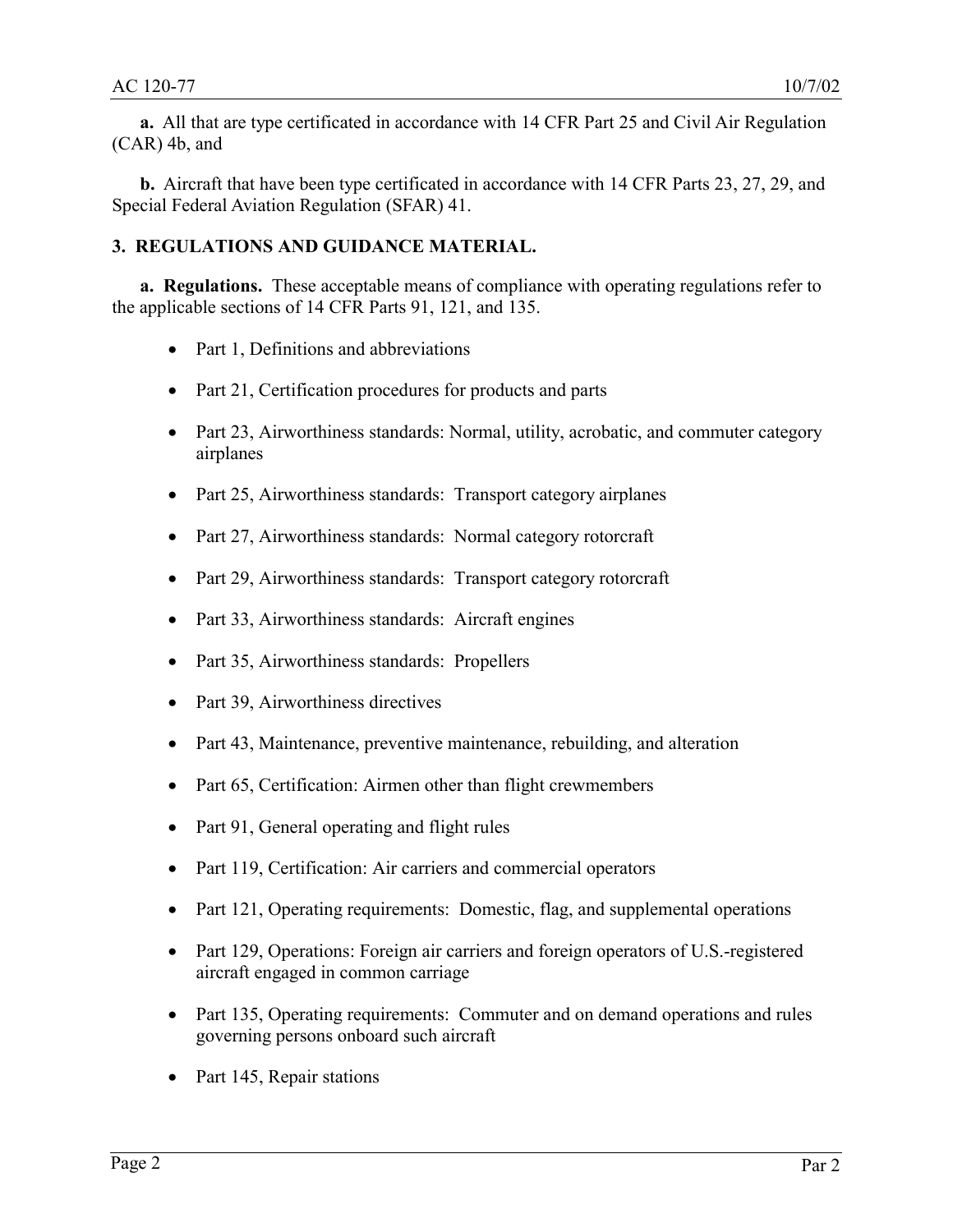**a.** All that are type certificated in accordance with 14 CFR Part 25 and Civil Air Regulation (CAR) 4b, and

**b.** Aircraft that have been type certificated in accordance with 14 CFR Parts 23, 27, 29, and Special Federal Aviation Regulation (SFAR) 41.

## 3. REGULATIONS AND GUIDANCE MATERIAL.

**a. Regulations.** These acceptable means of compliance with operating regulations refer to the applicable sections of 14 CFR Parts 91, 121, and 135.

- Part 1, Definitions and abbreviations
- Part 21, Certification procedures for products and parts
- Part 23, Airworthiness standards: Normal, utility, acrobatic, and commuter category airplanes
- Part 25, Airworthiness standards: Transport category airplanes
- Part 27, Airworthiness standards: Normal category rotorcraft
- Part 29, Airworthiness standards: Transport category rotorcraft
- Part 33, Airworthiness standards: Aircraft engines
- Part 35, Airworthiness standards: Propellers
- Part 39, Airworthiness directives
- Part 43, Maintenance, preventive maintenance, rebuilding, and alteration
- Part 65, Certification: Airmen other than flight crewmembers
- Part 91, General operating and flight rules
- Part 119, Certification: Air carriers and commercial operators
- Part 121, Operating requirements: Domestic, flag, and supplemental operations
- Part 129, Operations: Foreign air carriers and foreign operators of U.S.-registered aircraft engaged in common carriage
- Part 135, Operating requirements: Commuter and on demand operations and rules governing persons onboard such aircraft
- Part 145, Repair stations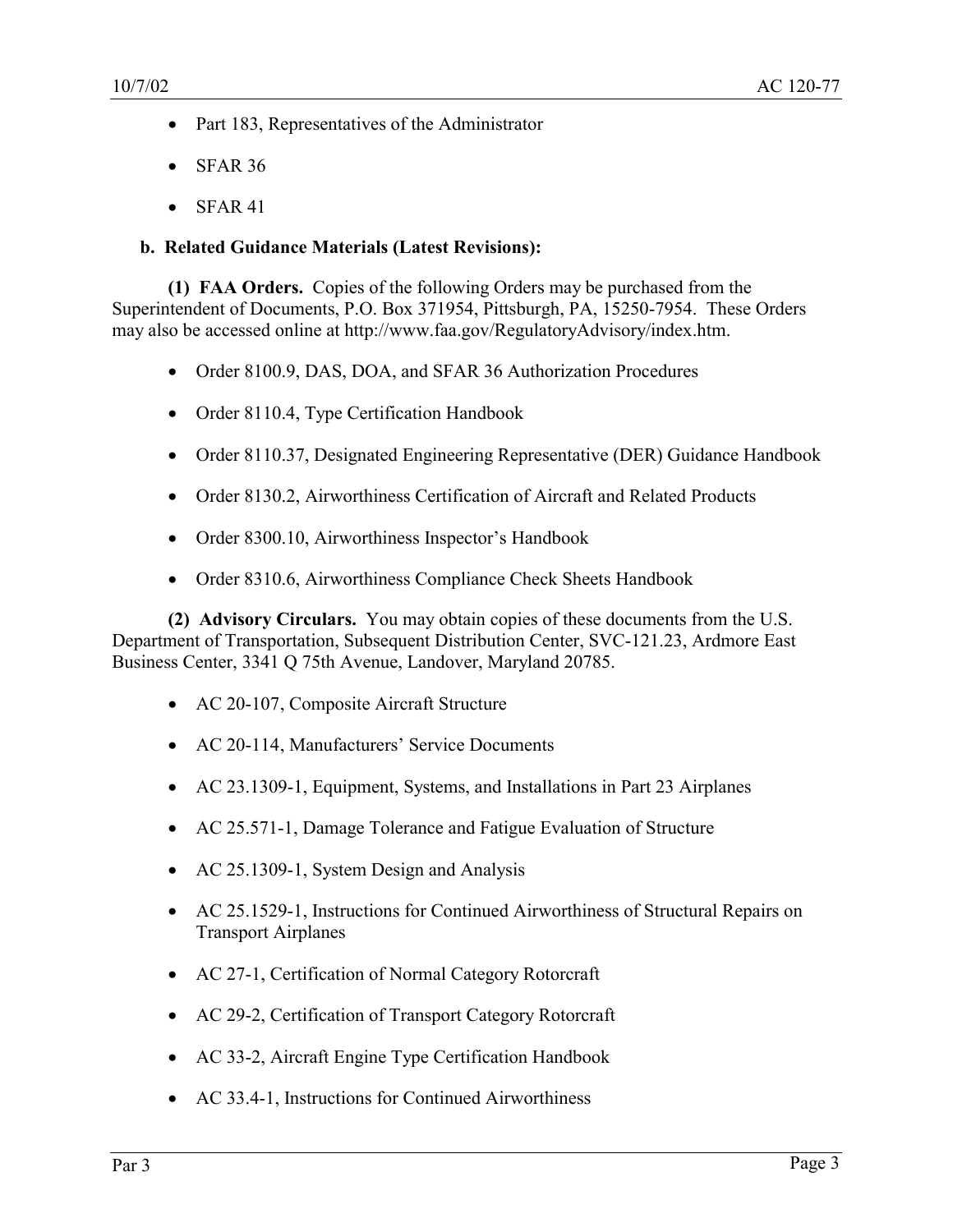- Part 183, Representatives of the Administrator
- SFAR 36
- SFAR 41

**b. Related Guidance Materials (Latest Revisions):**

**(1) FAA Orders.** Copies of the following Orders may be purchased from the Superintendent of Documents, P.O. Box 371954, Pittsburgh, PA, 15250-7954. These Orders may also be accessed online at http://www.faa.gov/RegulatoryAdvisory/index.htm.

- Order 8100.9, DAS, DOA, and SFAR 36 Authorization Procedures
- Order 8110.4, Type Certification Handbook
- Order 8110.37, Designated Engineering Representative (DER) Guidance Handbook
- Order 8130.2, Airworthiness Certification of Aircraft and Related Products
- Order 8300.10, Airworthiness Inspector's Handbook
- Order 8310.6, Airworthiness Compliance Check Sheets Handbook

**(2) Advisory Circulars.** You may obtain copies of these documents from the U.S. Department of Transportation, Subsequent Distribution Center, SVC-121.23, Ardmore East Business Center, 3341 Q 75th Avenue, Landover, Maryland 20785.

- AC 20-107, Composite Aircraft Structure
- AC 20-114, Manufacturers' Service Documents
- AC 23.1309-1, Equipment, Systems, and Installations in Part 23 Airplanes
- AC 25.571-1, Damage Tolerance and Fatigue Evaluation of Structure
- AC 25.1309-1, System Design and Analysis
- AC 25.1529-1, Instructions for Continued Airworthiness of Structural Repairs on Transport Airplanes
- AC 27-1, Certification of Normal Category Rotorcraft
- AC 29-2, Certification of Transport Category Rotorcraft
- AC 33-2, Aircraft Engine Type Certification Handbook
- AC 33.4-1, Instructions for Continued Airworthiness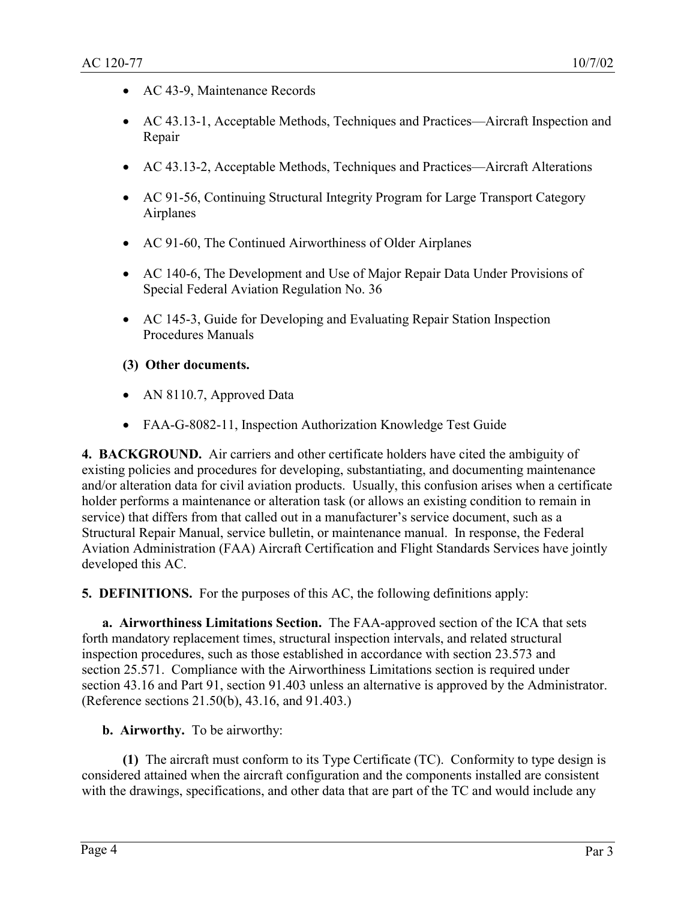- AC 43-9, Maintenance Records
- AC 43.13-1, Acceptable Methods, Techniques and Practices—Aircraft Inspection and Repair
- AC 43.13-2, Acceptable Methods, Techniques and Practices—Aircraft Alterations
- AC 91-56, Continuing Structural Integrity Program for Large Transport Category Airplanes
- AC 91-60, The Continued Airworthiness of Older Airplanes
- AC 140-6, The Development and Use of Major Repair Data Under Provisions of Special Federal Aviation Regulation No. 36
- AC 145-3, Guide for Developing and Evaluating Repair Station Inspection Procedures Manuals

**(3) Other documents.**

- AN 8110.7, Approved Data
- FAA-G-8082-11, Inspection Authorization Knowledge Test Guide

**4. BACKGROUND.** Air carriers and other certificate holders have cited the ambiguity of existing policies and procedures for developing, substantiating, and documenting maintenance and/or alteration data for civil aviation products. Usually, this confusion arises when a certificate holder performs a maintenance or alteration task (or allows an existing condition to remain in service) that differs from that called out in a manufacturer's service document, such as a Structural Repair Manual, service bulletin, or maintenance manual. In response, the Federal Aviation Administration (FAA) Aircraft Certification and Flight Standards Services have jointly developed this AC.

**5. DEFINITIONS.** For the purposes of this AC, the following definitions apply:

**a. Airworthiness Limitations Section.** The FAA-approved section of the ICA that sets forth mandatory replacement times, structural inspection intervals, and related structural inspection procedures, such as those established in accordance with section 23.573 and section 25.571. Compliance with the Airworthiness Limitations section is required under section 43.16 and Part 91, section 91.403 unless an alternative is approved by the Administrator. (Reference sections 21.50(b), 43.16, and 91.403.)

**b. Airworthy.** To be airworthy:

**(1)** The aircraft must conform to its Type Certificate (TC). Conformity to type design is considered attained when the aircraft configuration and the components installed are consistent with the drawings, specifications, and other data that are part of the TC and would include any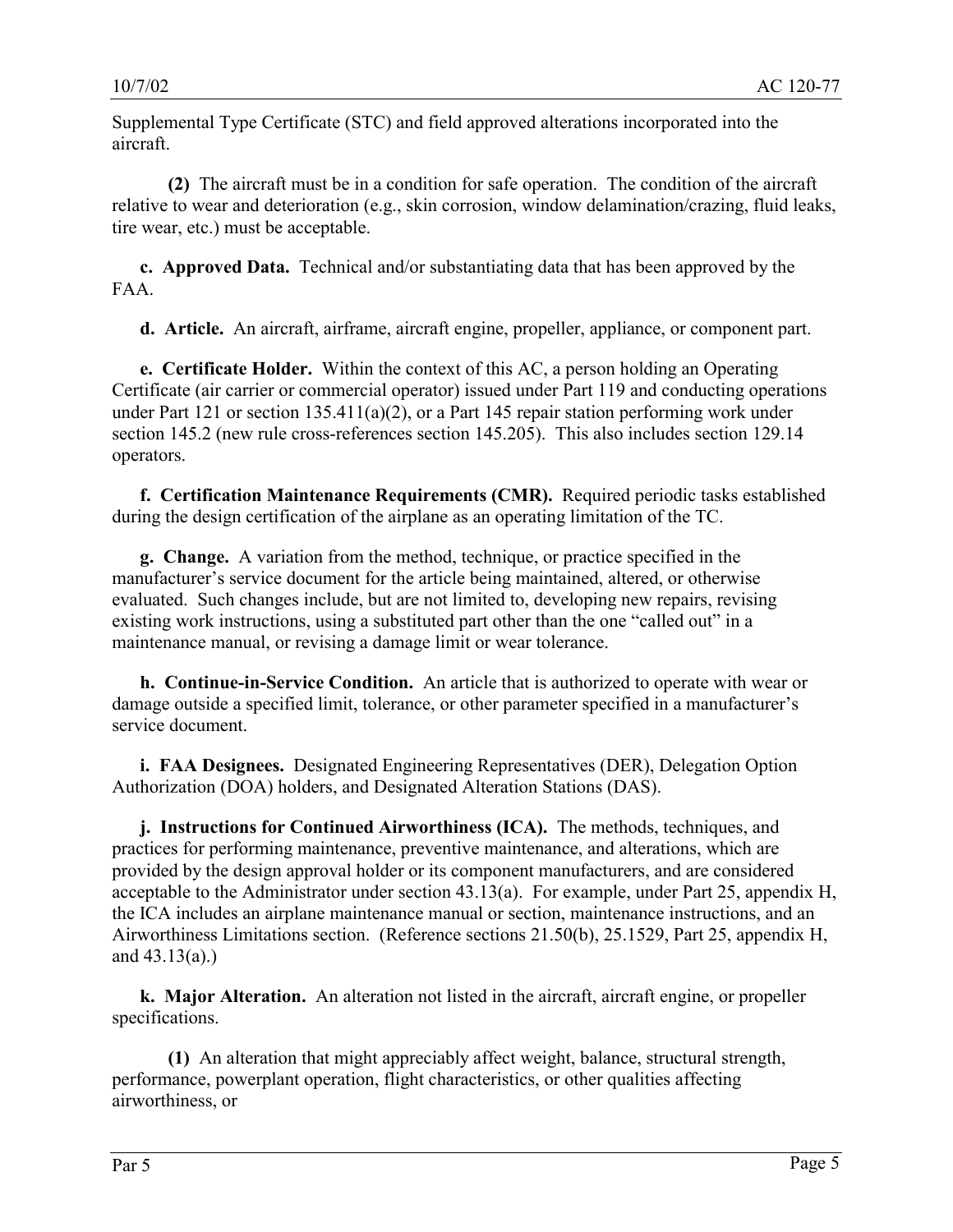Supplemental Type Certificate (STC) and field approved alterations incorporated into the aircraft.

**(2)** The aircraft must be in a condition for safe operation. The condition of the aircraft relative to wear and deterioration (e.g., skin corrosion, window delamination/crazing, fluid leaks, tire wear, etc.) must be acceptable.

**c. Approved Data.** Technical and/or substantiating data that has been approved by the FAA.

**d. Article.** An aircraft, airframe, aircraft engine, propeller, appliance, or component part.

**e. Certificate Holder.** Within the context of this AC, a person holding an Operating Certificate (air carrier or commercial operator) issued under Part 119 and conducting operations under Part 121 or section 135.411(a)(2), or a Part 145 repair station performing work under section 145.2 (new rule cross-references section 145.205). This also includes section 129.14 operators.

**f. Certification Maintenance Requirements (CMR).** Required periodic tasks established during the design certification of the airplane as an operating limitation of the TC.

**g. Change.** A variation from the method, technique, or practice specified in the manufacturer's service document for the article being maintained, altered, or otherwise evaluated. Such changes include, but are not limited to, developing new repairs, revising existing work instructions, using a substituted part other than the one "called out" in a maintenance manual, or revising a damage limit or wear tolerance.

**h. Continue-in-Service Condition.** An article that is authorized to operate with wear or damage outside a specified limit, tolerance, or other parameter specified in a manufacturer's service document.

**i. FAA Designees.** Designated Engineering Representatives (DER), Delegation Option Authorization (DOA) holders, and Designated Alteration Stations (DAS).

**j. Instructions for Continued Airworthiness (ICA).** The methods, techniques, and practices for performing maintenance, preventive maintenance, and alterations, which are provided by the design approval holder or its component manufacturers, and are considered acceptable to the Administrator under section 43.13(a). For example, under Part 25, appendix H, the ICA includes an airplane maintenance manual or section, maintenance instructions, and an Airworthiness Limitations section. (Reference sections 21.50(b), 25.1529, Part 25, appendix H, and 43.13(a).)

**k. Major Alteration.** An alteration not listed in the aircraft, aircraft engine, or propeller specifications.

**(1)** An alteration that might appreciably affect weight, balance, structural strength, performance, powerplant operation, flight characteristics, or other qualities affecting airworthiness, or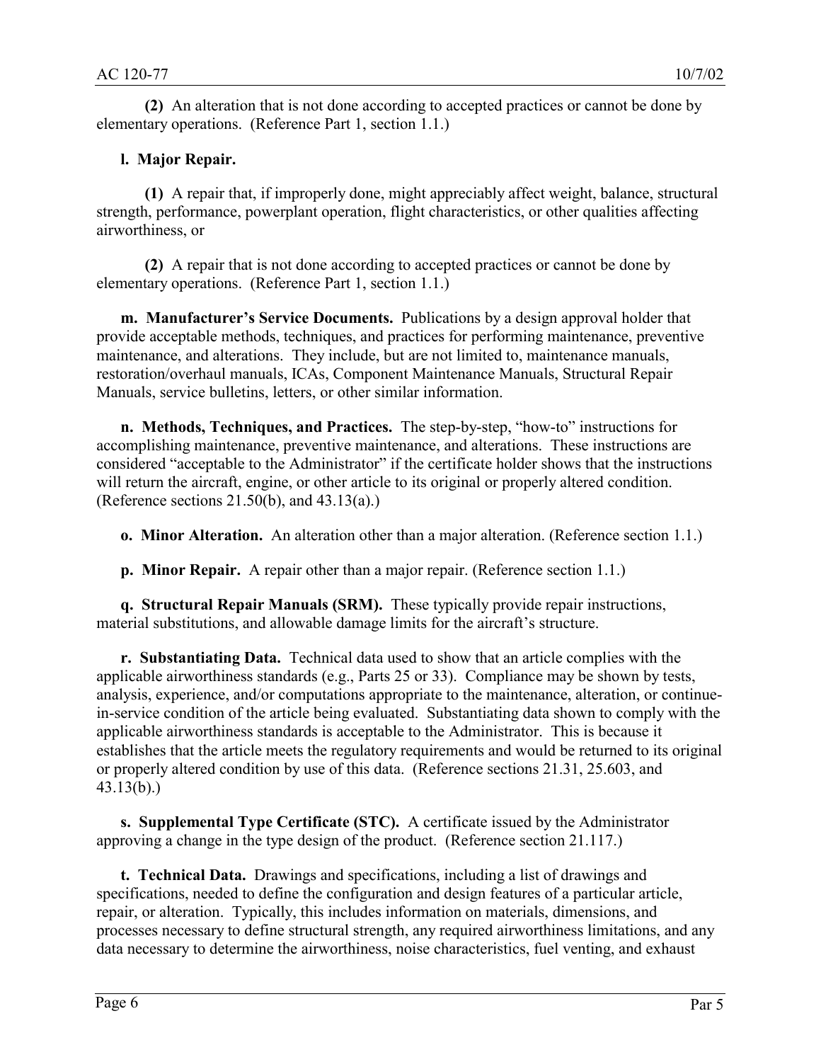**(2)** An alteration that is not done according to accepted practices or cannot be done by elementary operations. (Reference Part 1, section 1.1.)

**l. Major Repair.**

**(1)** A repair that, if improperly done, might appreciably affect weight, balance, structural strength, performance, powerplant operation, flight characteristics, or other qualities affecting airworthiness, or

**(2)** A repair that is not done according to accepted practices or cannot be done by elementary operations. (Reference Part 1, section 1.1.)

**m. Manufacturer's Service Documents.** Publications by a design approval holder that provide acceptable methods, techniques, and practices for performing maintenance, preventive maintenance, and alterations. They include, but are not limited to, maintenance manuals, restoration/overhaul manuals, ICAs, Component Maintenance Manuals, Structural Repair Manuals, service bulletins, letters, or other similar information.

**n. Methods, Techniques, and Practices.** The step-by-step, "how-to" instructions for accomplishing maintenance, preventive maintenance, and alterations. These instructions are considered "acceptable to the Administrator" if the certificate holder shows that the instructions will return the aircraft, engine, or other article to its original or properly altered condition. (Reference sections 21.50(b), and 43.13(a).)

**o. Minor Alteration.** An alteration other than a major alteration. (Reference section 1.1.)

**p. Minor Repair.** A repair other than a major repair. (Reference section 1.1.)

**q. Structural Repair Manuals (SRM).** These typically provide repair instructions, material substitutions, and allowable damage limits for the aircraft's structure.

**r. Substantiating Data.** Technical data used to show that an article complies with the applicable airworthiness standards (e.g., Parts 25 or 33). Compliance may be shown by tests, analysis, experience, and/or computations appropriate to the maintenance, alteration, or continue-in-service condition of the article being evaluated. Substantiating data shown to comply with the applicable airworthiness standards is acceptable to the Administrator. This is because it establishes that the article meets the regulatory requirements and would be returned to its original or properly altered condition by use of this data. (Reference sections 21.31, 25.603, and 43.13(b).)

**s. Supplemental Type Certificate (STC).** A certificate issued by the Administrator approving a change in the type design of the product. (Reference section 21.117.)

**t. Technical Data.** Drawings and specifications, including a list of drawings and specifications, needed to define the configuration and design features of a particular article, repair, or alteration. Typically, this includes information on materials, dimensions, and processes necessary to define structural strength, any required airworthiness limitations, and any data necessary to determine the airworthiness, noise characteristics, fuel venting, and exhaust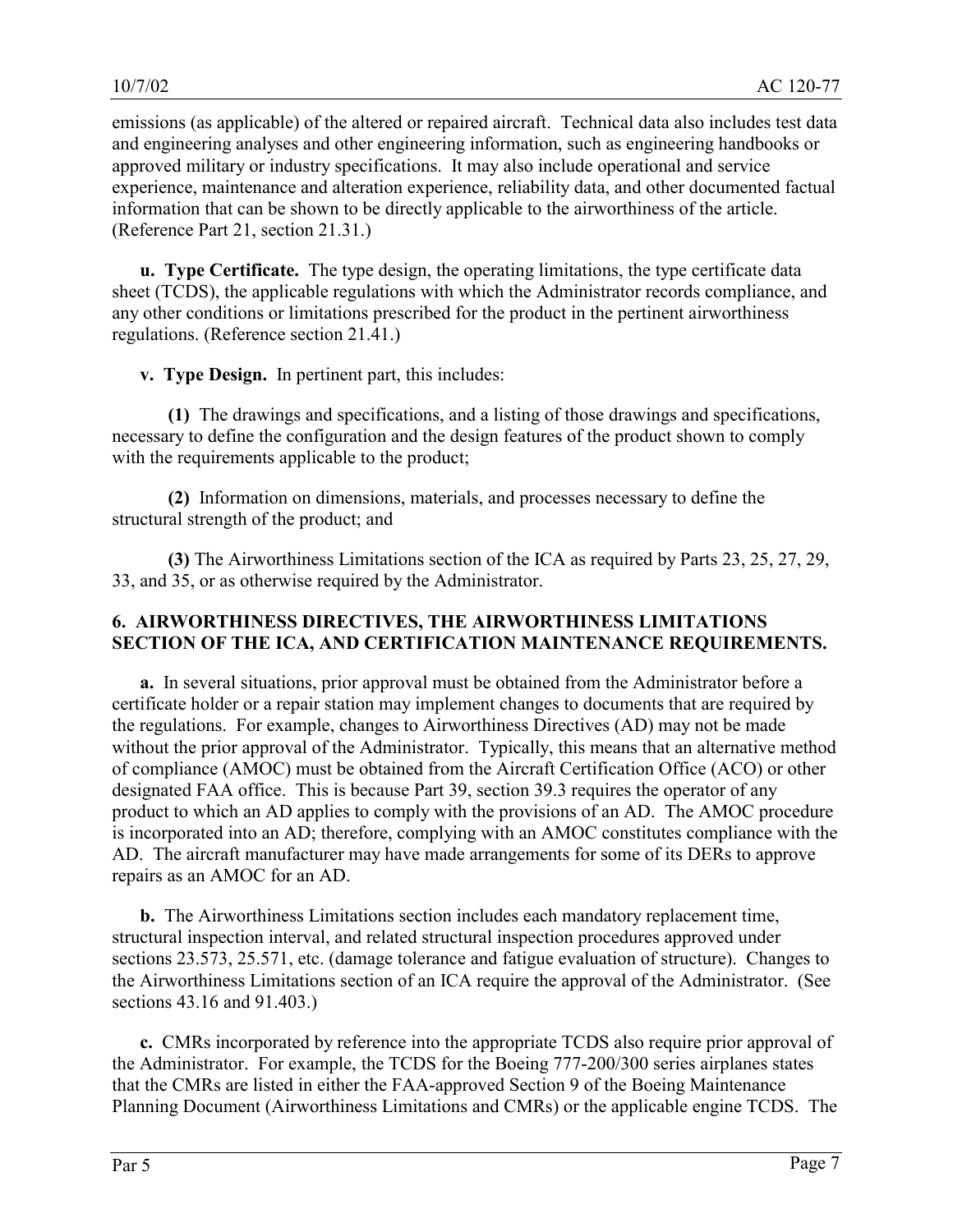emissions (as applicable) of the altered or repaired aircraft. Technical data also includes test data and engineering analyses and other engineering information, such as engineering handbooks or approved military or industry specifications. It may also include operational and service experience, maintenance and alteration experience, reliability data, and other documented factual information that can be shown to be directly applicable to the airworthiness of the article. (Reference Part 21, section 21.31.)

**u. Type Certificate.** The type design, the operating limitations, the type certificate data sheet (TCDS), the applicable regulations with which the Administrator records compliance, and any other conditions or limitations prescribed for the product in the pertinent airworthiness regulations. (Reference section 21.41.)

**v. Type Design.** In pertinent part, this includes:

**(1)** The drawings and specifications, and a listing of those drawings and specifications, necessary to define the configuration and the design features of the product shown to comply with the requirements applicable to the product;

**(2)** Information on dimensions, materials, and processes necessary to define the structural strength of the product; and

**(3)** The Airworthiness Limitations section of the ICA as required by Parts 23, 25, 27, 29, 33, and 35, or as otherwise required by the Administrator.

## 6. AIRWORTHINESS DIRECTIVES, THE AIRWORTHINESS LIMITATIONS SECTION OF THE ICA, AND CERTIFICATION MAINTENANCE REQUIREMENTS.

**a.** In several situations, prior approval must be obtained from the Administrator before a certificate holder or a repair station may implement changes to documents that are required by the regulations. For example, changes to Airworthiness Directives (AD) may not be made without the prior approval of the Administrator. Typically, this means that an alternative method of compliance (AMOC) must be obtained from the Aircraft Certification Office (ACO) or other designated FAA office. This is because Part 39, section 39.3 requires the operator of any product to which an AD applies to comply with the provisions of an AD. The AMOC procedure is incorporated into an AD; therefore, complying with an AMOC constitutes compliance with the AD. The aircraft manufacturer may have made arrangements for some of its DERs to approve repairs as an AMOC for an AD.

**b.** The Airworthiness Limitations section includes each mandatory replacement time, structural inspection interval, and related structural inspection procedures approved under sections 23.573, 25.571, etc. (damage tolerance and fatigue evaluation of structure). Changes to the Airworthiness Limitations section of an ICA require the approval of the Administrator. (See sections 43.16 and 91.403.)

**c.** CMRs incorporated by reference into the appropriate TCDS also require prior approval of the Administrator. For example, the TCDS for the Boeing 777-200/300 series airplanes states that the CMRs are listed in either the FAA-approved Section 9 of the Boeing Maintenance Planning Document (Airworthiness Limitations and CMRs) or the applicable engine TCDS. The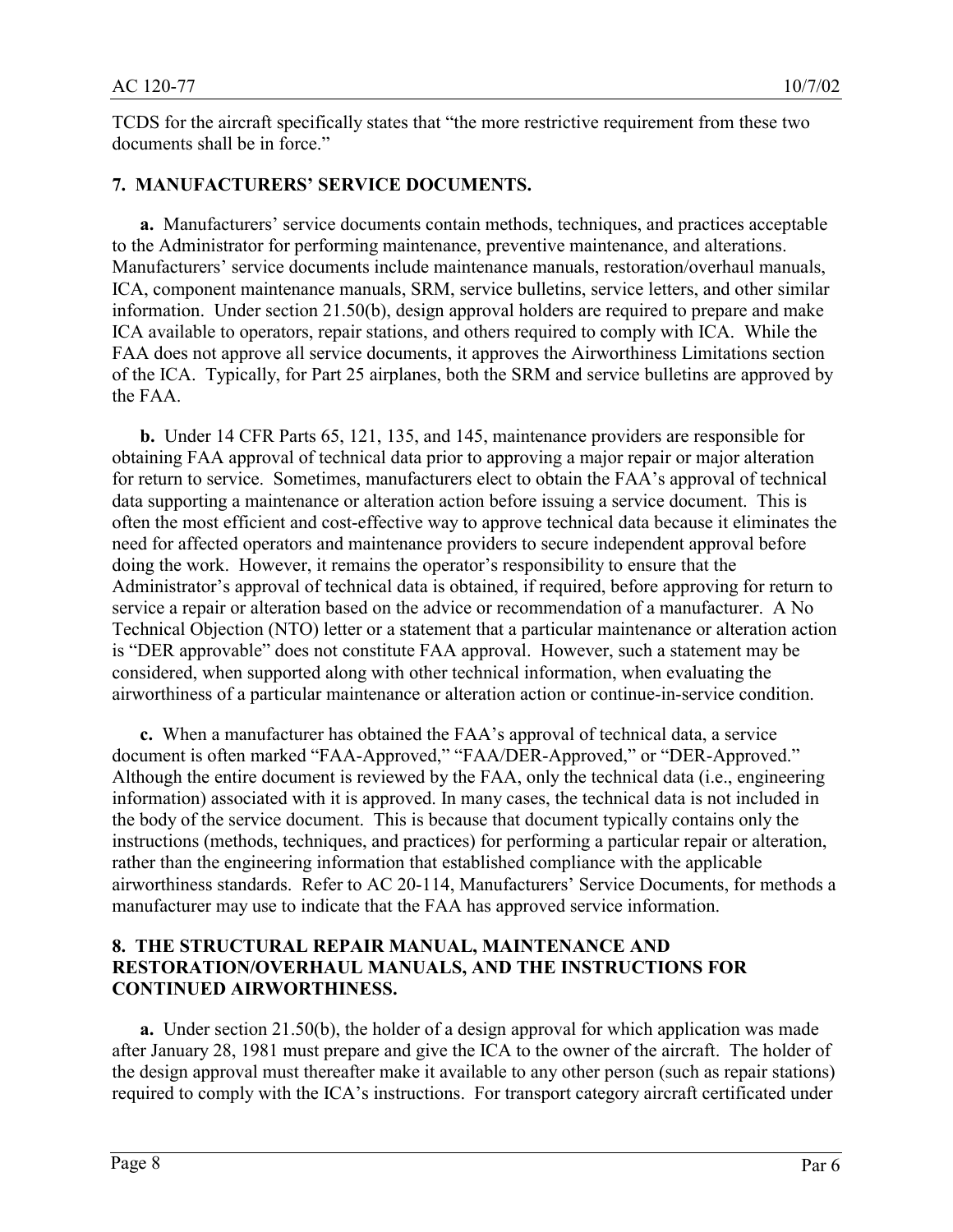TCDS for the aircraft specifically states that "the more restrictive requirement from these two documents shall be in force."

## 7. MANUFACTURERS' SERVICE DOCUMENTS.

**a.** Manufacturers' service documents contain methods, techniques, and practices acceptable to the Administrator for performing maintenance, preventive maintenance, and alterations. Manufacturers' service documents include maintenance manuals, restoration/overhaul manuals, ICA, component maintenance manuals, SRM, service bulletins, service letters, and other similar information. Under section 21.50(b), design approval holders are required to prepare and make ICA available to operators, repair stations, and others required to comply with ICA. While the FAA does not approve all service documents, it approves the Airworthiness Limitations section of the ICA. Typically, for Part 25 airplanes, both the SRM and service bulletins are approved by the FAA.

**b.** Under 14 CFR Parts 65, 121, 135, and 145, maintenance providers are responsible for obtaining FAA approval of technical data prior to approving a major repair or major alteration for return to service. Sometimes, manufacturers elect to obtain the FAA's approval of technical data supporting a maintenance or alteration action before issuing a service document. This is often the most efficient and cost-effective way to approve technical data because it eliminates the need for affected operators and maintenance providers to secure independent approval before doing the work. However, it remains the operator's responsibility to ensure that the Administrator's approval of technical data is obtained, if required, before approving for return to service a repair or alteration based on the advice or recommendation of a manufacturer. A No Technical Objection (NTO) letter or a statement that a particular maintenance or alteration action is "DER approvable" does not constitute FAA approval. However, such a statement may be considered, when supported along with other technical information, when evaluating the airworthiness of a particular maintenance or alteration action or continue-in-service condition.

**c.** When a manufacturer has obtained the FAA's approval of technical data, a service document is often marked "FAA-Approved," "FAA/DER-Approved," or "DER-Approved." Although the entire document is reviewed by the FAA, only the technical data (i.e., engineering information) associated with it is approved. In many cases, the technical data is not included in the body of the service document. This is because that document typically contains only the instructions (methods, techniques, and practices) for performing a particular repair or alteration, rather than the engineering information that established compliance with the applicable airworthiness standards. Refer to AC 20-114, Manufacturers' Service Documents, for methods a manufacturer may use to indicate that the FAA has approved service information.

## 8. THE STRUCTURAL REPAIR MANUAL, MAINTENANCE AND RESTORATION/OVERHAUL MANUALS, AND THE INSTRUCTIONS FOR CONTINUED AIRWORTHINESS.

**a.** Under section 21.50(b), the holder of a design approval for which application was made after January 28, 1981 must prepare and give the ICA to the owner of the aircraft. The holder of the design approval must thereafter make it available to any other person (such as repair stations) required to comply with the ICA's instructions. For transport category aircraft certificated under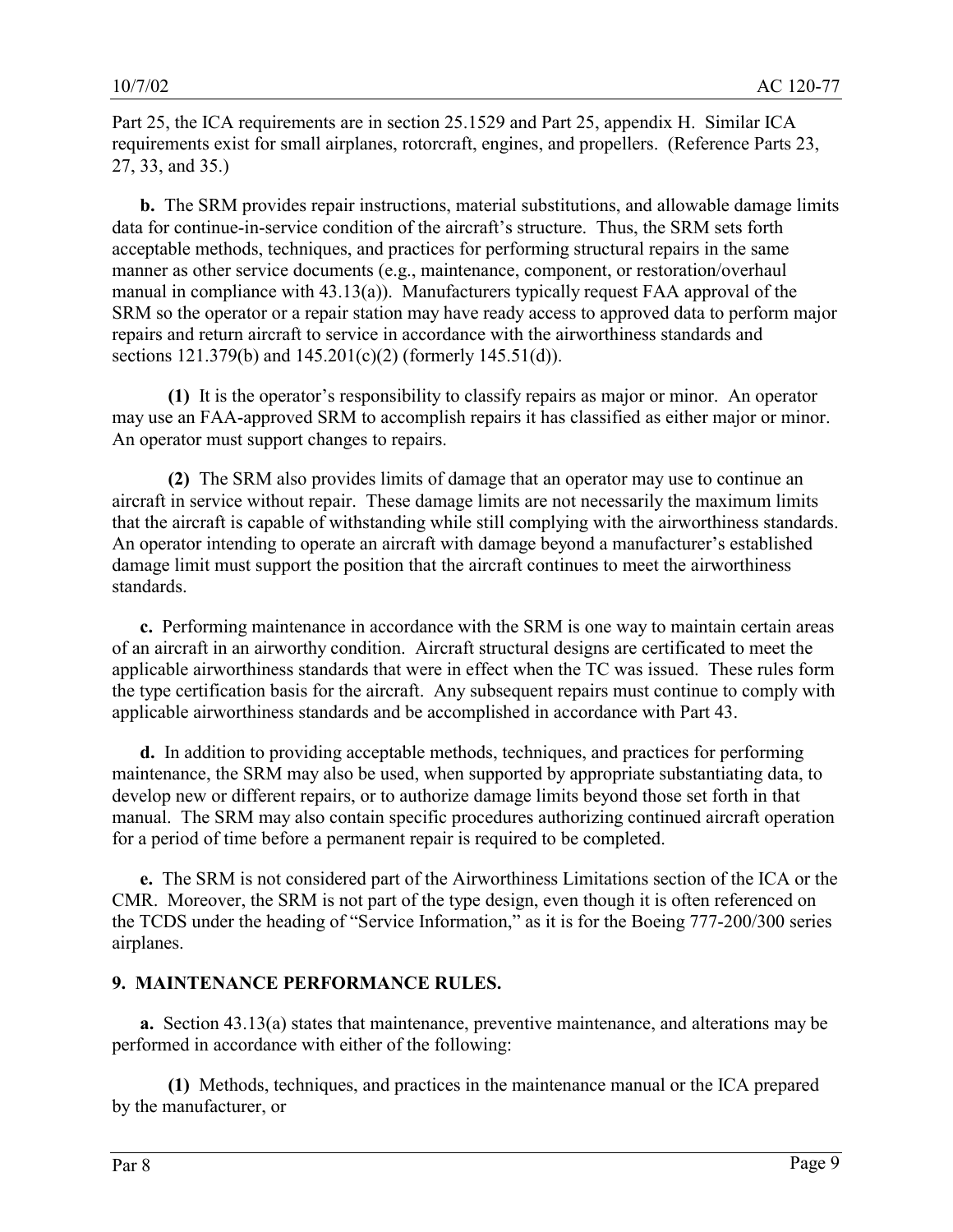Part 25, the ICA requirements are in section 25.1529 and Part 25, appendix H. Similar ICA requirements exist for small airplanes, rotorcraft, engines, and propellers. (Reference Parts 23, 27, 33, and 35.)

**b.** The SRM provides repair instructions, material substitutions, and allowable damage limits data for continue-in-service condition of the aircraft's structure. Thus, the SRM sets forth acceptable methods, techniques, and practices for performing structural repairs in the same manner as other service documents (e.g., maintenance, component, or restoration/overhaul manual in compliance with 43.13(a)). Manufacturers typically request FAA approval of the SRM so the operator or a repair station may have ready access to approved data to perform major repairs and return aircraft to service in accordance with the airworthiness standards and sections 121.379(b) and 145.201(c)(2) (formerly 145.51(d)).

**(1)** It is the operator's responsibility to classify repairs as major or minor. An operator may use an FAA-approved SRM to accomplish repairs it has classified as either major or minor. An operator must support changes to repairs.

**(2)** The SRM also provides limits of damage that an operator may use to continue an aircraft in service without repair. These damage limits are not necessarily the maximum limits that the aircraft is capable of withstanding while still complying with the airworthiness standards. An operator intending to operate an aircraft with damage beyond a manufacturer's established damage limit must support the position that the aircraft continues to meet the airworthiness standards.

**c.** Performing maintenance in accordance with the SRM is one way to maintain certain areas of an aircraft in an airworthy condition. Aircraft structural designs are certificated to meet the applicable airworthiness standards that were in effect when the TC was issued. These rules form the type certification basis for the aircraft. Any subsequent repairs must continue to comply with applicable airworthiness standards and be accomplished in accordance with Part 43.

**d.** In addition to providing acceptable methods, techniques, and practices for performing maintenance, the SRM may also be used, when supported by appropriate substantiating data, to develop new or different repairs, or to authorize damage limits beyond those set forth in that manual. The SRM may also contain specific procedures authorizing continued aircraft operation for a period of time before a permanent repair is required to be completed.

**e.** The SRM is not considered part of the Airworthiness Limitations section of the ICA or the CMR. Moreover, the SRM is not part of the type design, even though it is often referenced on the TCDS under the heading of "Service Information," as it is for the Boeing 777-200/300 series airplanes.

## 9. MAINTENANCE PERFORMANCE RULES.

**a.** Section 43.13(a) states that maintenance, preventive maintenance, and alterations may be performed in accordance with either of the following:

**(1)** Methods, techniques, and practices in the maintenance manual or the ICA prepared by the manufacturer, or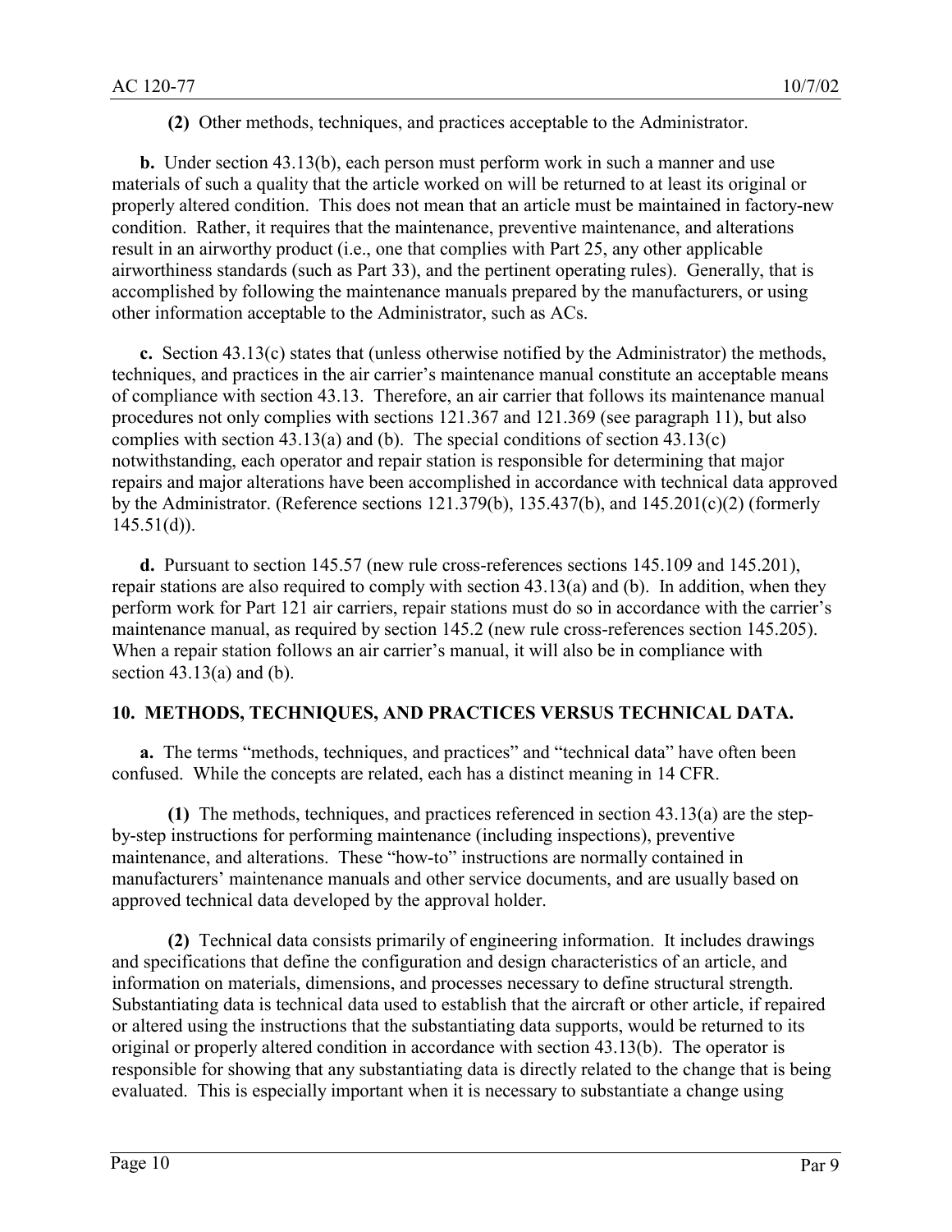**(2)** Other methods, techniques, and practices acceptable to the Administrator.

**b.** Under section 43.13(b), each person must perform work in such a manner and use materials of such a quality that the article worked on will be returned to at least its original or properly altered condition. This does not mean that an article must be maintained in factory-new condition. Rather, it requires that the maintenance, preventive maintenance, and alterations result in an airworthy product (i.e., one that complies with Part 25, any other applicable airworthiness standards (such as Part 33), and the pertinent operating rules). Generally, that is accomplished by following the maintenance manuals prepared by the manufacturers, or using other information acceptable to the Administrator, such as ACs.

**c.** Section 43.13(c) states that (unless otherwise notified by the Administrator) the methods, techniques, and practices in the air carrier's maintenance manual constitute an acceptable means of compliance with section 43.13. Therefore, an air carrier that follows its maintenance manual procedures not only complies with sections 121.367 and 121.369 (see paragraph 11), but also complies with section 43.13(a) and (b). The special conditions of section 43.13(c) notwithstanding, each operator and repair station is responsible for determining that major repairs and major alterations have been accomplished in accordance with technical data approved by the Administrator. (Reference sections 121.379(b), 135.437(b), and 145.201(c)(2) (formerly 145.51(d)).

**d.** Pursuant to section 145.57 (new rule cross-references sections 145.109 and 145.201), repair stations are also required to comply with section 43.13(a) and (b). In addition, when they perform work for Part 121 air carriers, repair stations must do so in accordance with the carrier's maintenance manual, as required by section 145.2 (new rule cross-references section 145.205). When a repair station follows an air carrier's manual, it will also be in compliance with section 43.13(a) and (b).

## 10. METHODS, TECHNIQUES, AND PRACTICES VERSUS TECHNICAL DATA.

**a.** The terms "methods, techniques, and practices" and "technical data" have often been confused. While the concepts are related, each has a distinct meaning in 14 CFR.

**(1)** The methods, techniques, and practices referenced in section 43.13(a) are the step-by-step instructions for performing maintenance (including inspections), preventive maintenance, and alterations. These "how-to" instructions are normally contained in manufacturers' maintenance manuals and other service documents, and are usually based on approved technical data developed by the approval holder.

**(2)** Technical data consists primarily of engineering information. It includes drawings and specifications that define the configuration and design characteristics of an article, and information on materials, dimensions, and processes necessary to define structural strength. Substantiating data is technical data used to establish that the aircraft or other article, if repaired or altered using the instructions that the substantiating data supports, would be returned to its original or properly altered condition in accordance with section 43.13(b). The operator is responsible for showing that any substantiating data is directly related to the change that is being evaluated. This is especially important when it is necessary to substantiate a change using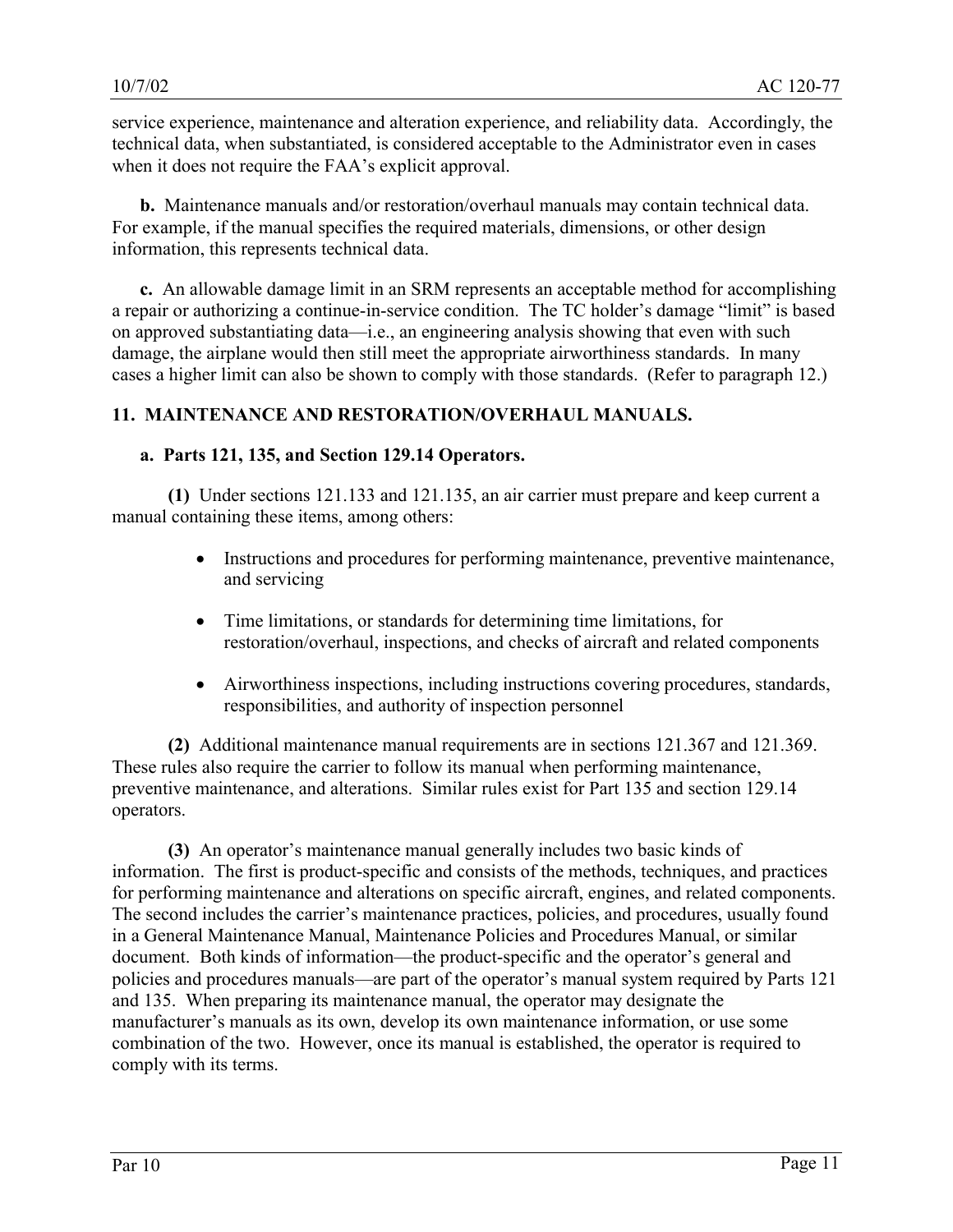service experience, maintenance and alteration experience, and reliability data. Accordingly, the technical data, when substantiated, is considered acceptable to the Administrator even in cases when it does not require the FAA's explicit approval.

**b.** Maintenance manuals and/or restoration/overhaul manuals may contain technical data. For example, if the manual specifies the required materials, dimensions, or other design information, this represents technical data.

**c.** An allowable damage limit in an SRM represents an acceptable method for accomplishing a repair or authorizing a continue-in-service condition. The TC holder's damage "limit" is based on approved substantiating data—i.e., an engineering analysis showing that even with such damage, the airplane would then still meet the appropriate airworthiness standards. In many cases a higher limit can also be shown to comply with those standards. (Refer to paragraph 12.)

## 11. MAINTENANCE AND RESTORATION/OVERHAUL MANUALS.

### a. Parts 121, 135, and Section 129.14 Operators.

**(1)** Under sections 121.133 and 121.135, an air carrier must prepare and keep current a manual containing these items, among others:

- Instructions and procedures for performing maintenance, preventive maintenance, and servicing
- Time limitations, or standards for determining time limitations, for restoration/overhaul, inspections, and checks of aircraft and related components
- Airworthiness inspections, including instructions covering procedures, standards, responsibilities, and authority of inspection personnel

**(2)** Additional maintenance manual requirements are in sections 121.367 and 121.369. These rules also require the carrier to follow its manual when performing maintenance, preventive maintenance, and alterations. Similar rules exist for Part 135 and section 129.14 operators.

**(3)** An operator's maintenance manual generally includes two basic kinds of information. The first is product-specific and consists of the methods, techniques, and practices for performing maintenance and alterations on specific aircraft, engines, and related components. The second includes the carrier's maintenance practices, policies, and procedures, usually found in a General Maintenance Manual, Maintenance Policies and Procedures Manual, or similar document. Both kinds of information—the product-specific and the operator's general and policies and procedures manuals—are part of the operator's manual system required by Parts 121 and 135. When preparing its maintenance manual, the operator may designate the manufacturer's manuals as its own, develop its own maintenance information, or use some combination of the two. However, once its manual is established, the operator is required to comply with its terms.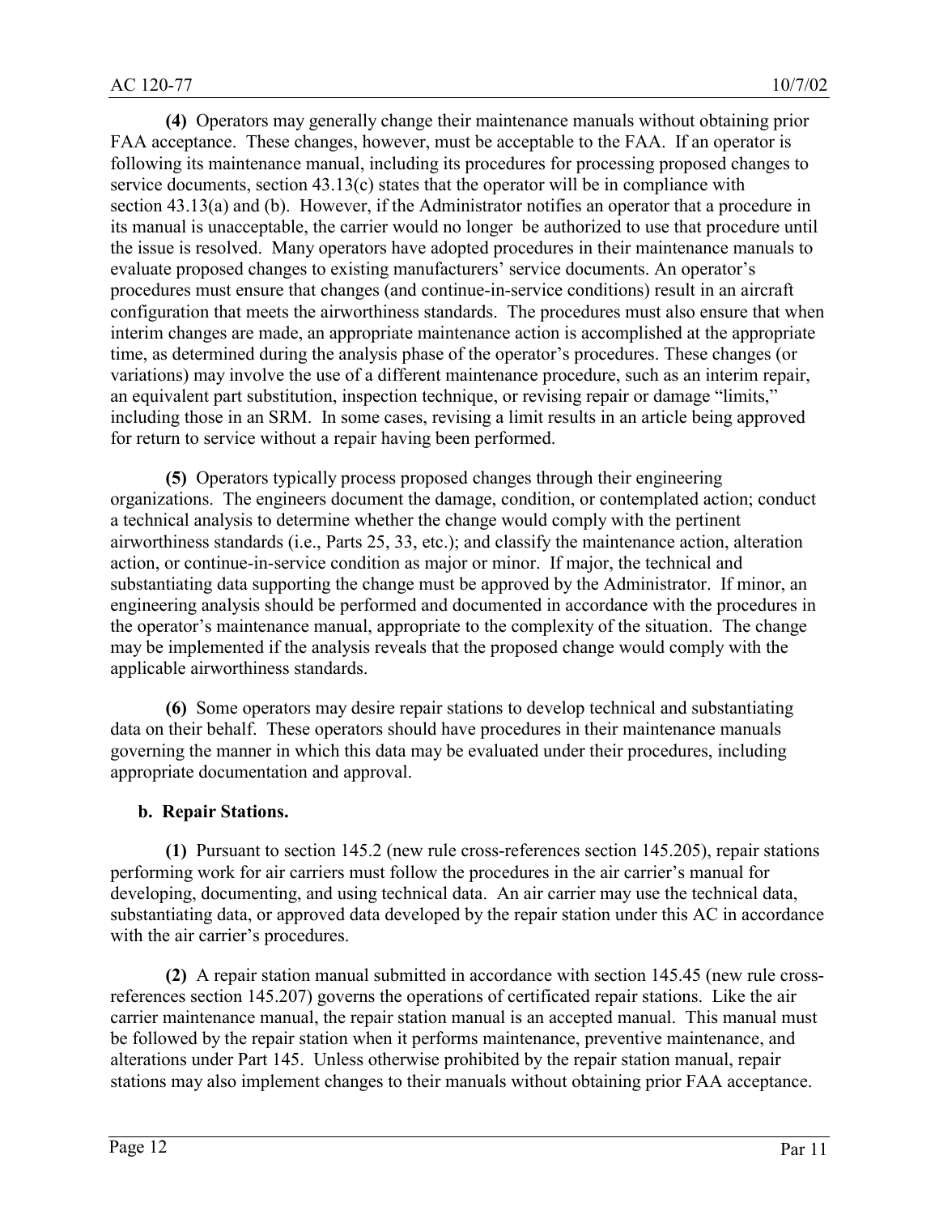**(4)** Operators may generally change their maintenance manuals without obtaining prior FAA acceptance. These changes, however, must be acceptable to the FAA. If an operator is following its maintenance manual, including its procedures for processing proposed changes to service documents, section 43.13(c) states that the operator will be in compliance with section 43.13(a) and (b). However, if the Administrator notifies an operator that a procedure in its manual is unacceptable, the carrier would no longer be authorized to use that procedure until the issue is resolved. Many operators have adopted procedures in their maintenance manuals to evaluate proposed changes to existing manufacturers' service documents. An operator's procedures must ensure that changes (and continue-in-service conditions) result in an aircraft configuration that meets the airworthiness standards. The procedures must also ensure that when interim changes are made, an appropriate maintenance action is accomplished at the appropriate time, as determined during the analysis phase of the operator's procedures. These changes (or variations) may involve the use of a different maintenance procedure, such as an interim repair, an equivalent part substitution, inspection technique, or revising repair or damage "limits," including those in an SRM. In some cases, revising a limit results in an article being approved for return to service without a repair having been performed.

**(5)** Operators typically process proposed changes through their engineering organizations. The engineers document the damage, condition, or contemplated action; conduct a technical analysis to determine whether the change would comply with the pertinent airworthiness standards (i.e., Parts 25, 33, etc.); and classify the maintenance action, alteration action, or continue-in-service condition as major or minor. If major, the technical and substantiating data supporting the change must be approved by the Administrator. If minor, an engineering analysis should be performed and documented in accordance with the procedures in the operator's maintenance manual, appropriate to the complexity of the situation. The change may be implemented if the analysis reveals that the proposed change would comply with the applicable airworthiness standards.

**(6)** Some operators may desire repair stations to develop technical and substantiating data on their behalf. These operators should have procedures in their maintenance manuals governing the manner in which this data may be evaluated under their procedures, including appropriate documentation and approval.

**b. Repair Stations.**

**(1)** Pursuant to section 145.2 (new rule cross-references section 145.205), repair stations performing work for air carriers must follow the procedures in the air carrier's manual for developing, documenting, and using technical data. An air carrier may use the technical data, substantiating data, or approved data developed by the repair station under this AC in accordance with the air carrier's procedures.

**(2)** A repair station manual submitted in accordance with section 145.45 (new rule cross-references section 145.207) governs the operations of certificated repair stations. Like the air carrier maintenance manual, the repair station manual is an accepted manual. This manual must be followed by the repair station when it performs maintenance, preventive maintenance, and alterations under Part 145. Unless otherwise prohibited by the repair station manual, repair stations may also implement changes to their manuals without obtaining prior FAA acceptance.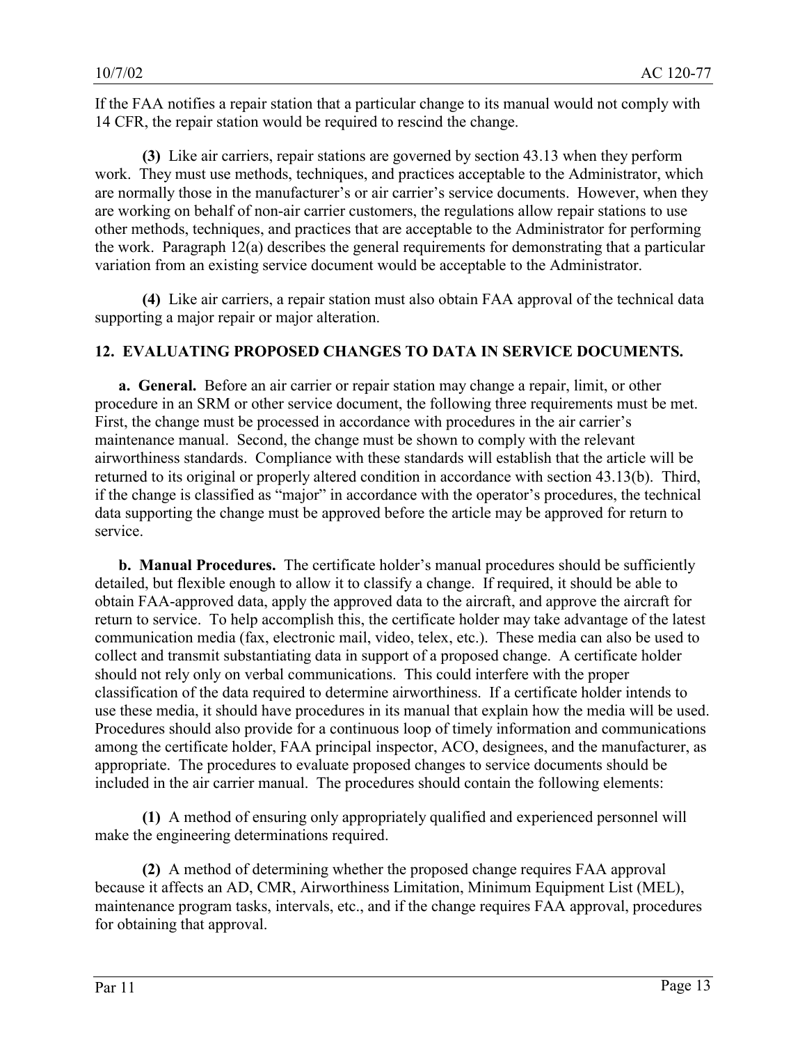If the FAA notifies a repair station that a particular change to its manual would not comply with 14 CFR, the repair station would be required to rescind the change.

**(3)** Like air carriers, repair stations are governed by section 43.13 when they perform work. They must use methods, techniques, and practices acceptable to the Administrator, which are normally those in the manufacturer's or air carrier's service documents. However, when they are working on behalf of non-air carrier customers, the regulations allow repair stations to use other methods, techniques, and practices that are acceptable to the Administrator for performing the work. Paragraph 12(a) describes the general requirements for demonstrating that a particular variation from an existing service document would be acceptable to the Administrator.

**(4)** Like air carriers, a repair station must also obtain FAA approval of the technical data supporting a major repair or major alteration.

## 12. EVALUATING PROPOSED CHANGES TO DATA IN SERVICE DOCUMENTS.

**a. General.** Before an air carrier or repair station may change a repair, limit, or other procedure in an SRM or other service document, the following three requirements must be met. First, the change must be processed in accordance with procedures in the air carrier's maintenance manual. Second, the change must be shown to comply with the relevant airworthiness standards. Compliance with these standards will establish that the article will be returned to its original or properly altered condition in accordance with section 43.13(b). Third, if the change is classified as "major" in accordance with the operator's procedures, the technical data supporting the change must be approved before the article may be approved for return to service.

**b. Manual Procedures.** The certificate holder's manual procedures should be sufficiently detailed, but flexible enough to allow it to classify a change. If required, it should be able to obtain FAA-approved data, apply the approved data to the aircraft, and approve the aircraft for return to service. To help accomplish this, the certificate holder may take advantage of the latest communication media (fax, electronic mail, video, telex, etc.). These media can also be used to collect and transmit substantiating data in support of a proposed change. A certificate holder should not rely only on verbal communications. This could interfere with the proper classification of the data required to determine airworthiness. If a certificate holder intends to use these media, it should have procedures in its manual that explain how the media will be used. Procedures should also provide for a continuous loop of timely information and communications among the certificate holder, FAA principal inspector, ACO, designees, and the manufacturer, as appropriate. The procedures to evaluate proposed changes to service documents should be included in the air carrier manual. The procedures should contain the following elements:

**(1)** A method of ensuring only appropriately qualified and experienced personnel will make the engineering determinations required.

**(2)** A method of determining whether the proposed change requires FAA approval because it affects an AD, CMR, Airworthiness Limitation, Minimum Equipment List (MEL), maintenance program tasks, intervals, etc., and if the change requires FAA approval, procedures for obtaining that approval.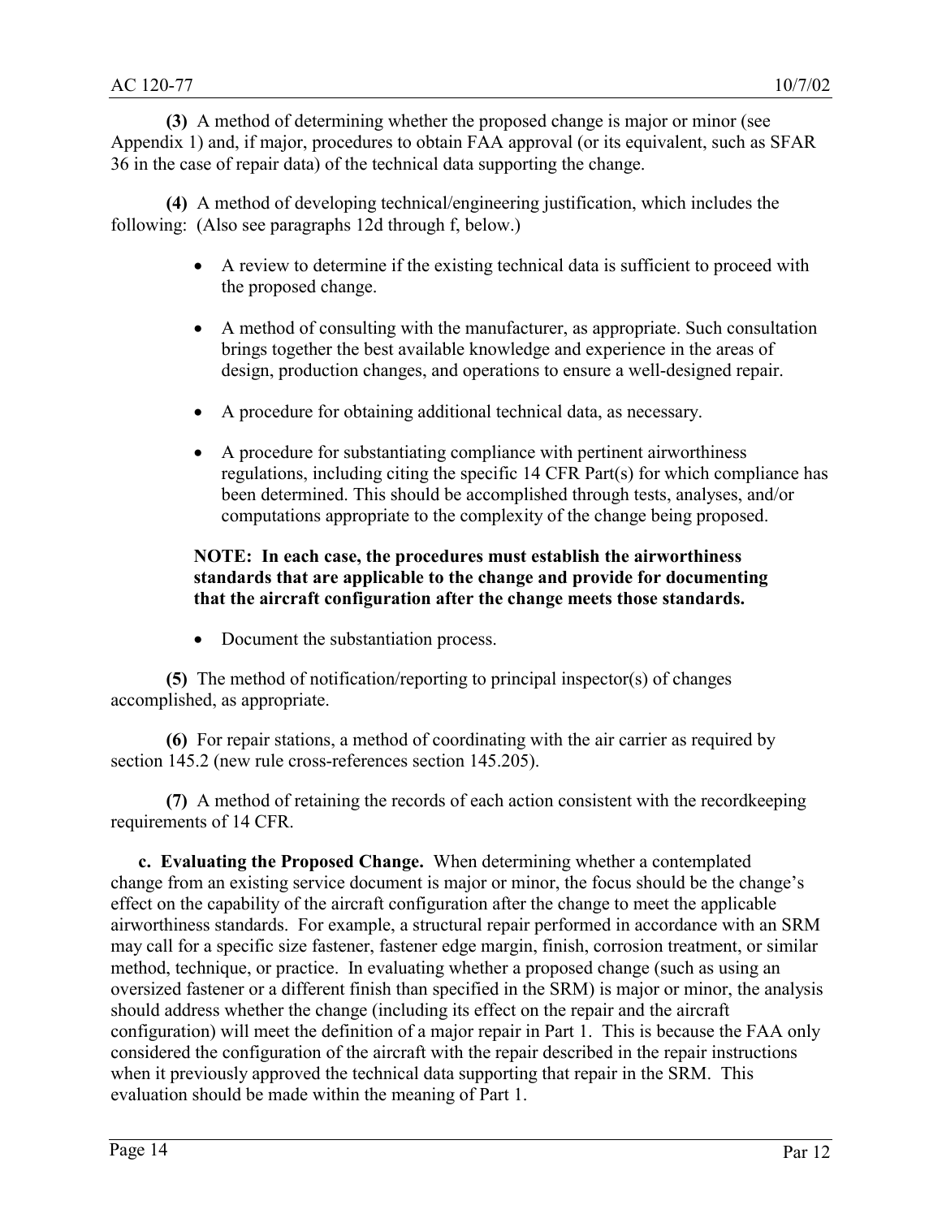**(3)** A method of determining whether the proposed change is major or minor (see Appendix 1) and, if major, procedures to obtain FAA approval (or its equivalent, such as SFAR 36 in the case of repair data) of the technical data supporting the change.

**(4)** A method of developing technical/engineering justification, which includes the following: (Also see paragraphs 12d through f, below.)

- A review to determine if the existing technical data is sufficient to proceed with the proposed change.
- A method of consulting with the manufacturer, as appropriate. Such consultation brings together the best available knowledge and experience in the areas of design, production changes, and operations to ensure a well-designed repair.
- A procedure for obtaining additional technical data, as necessary.
- A procedure for substantiating compliance with pertinent airworthiness regulations, including citing the specific 14 CFR Part(s) for which compliance has been determined. This should be accomplished through tests, analyses, and/or computations appropriate to the complexity of the change being proposed.

**NOTE: In each case, the procedures must establish the airworthiness standards that are applicable to the change and provide for documenting that the aircraft configuration after the change meets those standards.**

- Document the substantiation process.

**(5)** The method of notification/reporting to principal inspector(s) of changes accomplished, as appropriate.

**(6)** For repair stations, a method of coordinating with the air carrier as required by section 145.2 (new rule cross-references section 145.205).

**(7)** A method of retaining the records of each action consistent with the recordkeeping requirements of 14 CFR.

**c. Evaluating the Proposed Change.** When determining whether a contemplated change from an existing service document is major or minor, the focus should be the change's effect on the capability of the aircraft configuration after the change to meet the applicable airworthiness standards. For example, a structural repair performed in accordance with an SRM may call for a specific size fastener, fastener edge margin, finish, corrosion treatment, or similar method, technique, or practice. In evaluating whether a proposed change (such as using an oversized fastener or a different finish than specified in the SRM) is major or minor, the analysis should address whether the change (including its effect on the repair and the aircraft configuration) will meet the definition of a major repair in Part 1. This is because the FAA only considered the configuration of the aircraft with the repair described in the repair instructions when it previously approved the technical data supporting that repair in the SRM. This evaluation should be made within the meaning of Part 1.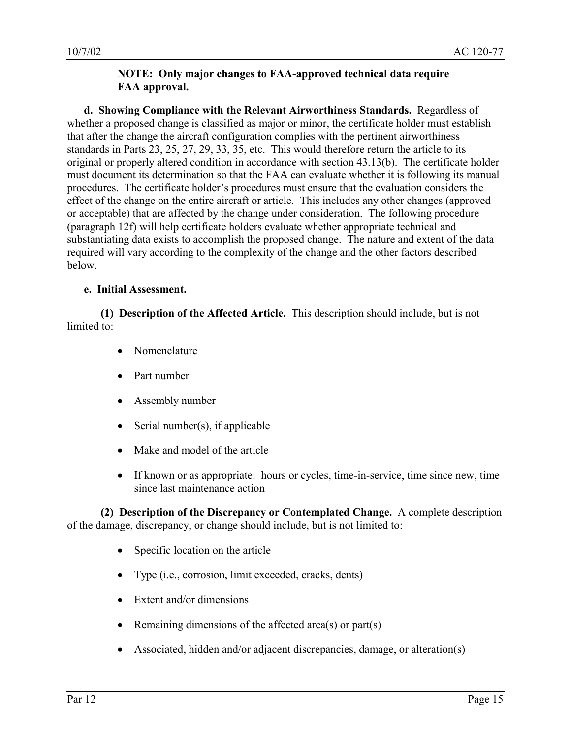**NOTE: Only major changes to FAA-approved technical data require FAA approval.**

**d. Showing Compliance with the Relevant Airworthiness Standards.** Regardless of whether a proposed change is classified as major or minor, the certificate holder must establish that after the change the aircraft configuration complies with the pertinent airworthiness standards in Parts 23, 25, 27, 29, 33, 35, etc. This would therefore return the article to its original or properly altered condition in accordance with section 43.13(b). The certificate holder must document its determination so that the FAA can evaluate whether it is following its manual procedures. The certificate holder's procedures must ensure that the evaluation considers the effect of the change on the entire aircraft or article. This includes any other changes (approved or acceptable) that are affected by the change under consideration. The following procedure (paragraph 12f) will help certificate holders evaluate whether appropriate technical and substantiating data exists to accomplish the proposed change. The nature and extent of the data required will vary according to the complexity of the change and the other factors described below.

**e. Initial Assessment.**

**(1) Description of the Affected Article.** This description should include, but is not limited to:

- Nomenclature
- Part number
- Assembly number
- Serial number(s), if applicable
- Make and model of the article
- If known or as appropriate: hours or cycles, time-in-service, time since new, time since last maintenance action

**(2) Description of the Discrepancy or Contemplated Change.** A complete description of the damage, discrepancy, or change should include, but is not limited to:

- Specific location on the article
- Type (i.e., corrosion, limit exceeded, cracks, dents)
- Extent and/or dimensions
- Remaining dimensions of the affected area(s) or part(s)
- Associated, hidden and/or adjacent discrepancies, damage, or alteration(s)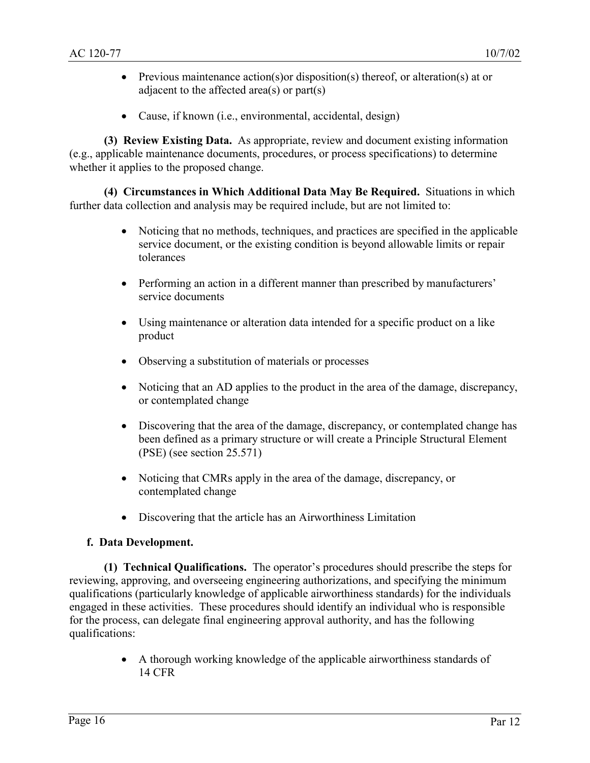- Previous maintenance action(s)or disposition(s) thereof, or alteration(s) at or adjacent to the affected area(s) or part(s)

- Cause, if known (i.e., environmental, accidental, design)

**(3) Review Existing Data.** As appropriate, review and document existing information (e.g., applicable maintenance documents, procedures, or process specifications) to determine whether it applies to the proposed change.

**(4) Circumstances in Which Additional Data May Be Required.** Situations in which further data collection and analysis may be required include, but are not limited to:

- Noticing that no methods, techniques, and practices are specified in the applicable service document, or the existing condition is beyond allowable limits or repair tolerances

- Performing an action in a different manner than prescribed by manufacturers' service documents

- Using maintenance or alteration data intended for a specific product on a like product

- Observing a substitution of materials or processes

- Noticing that an AD applies to the product in the area of the damage, discrepancy, or contemplated change

- Discovering that the area of the damage, discrepancy, or contemplated change has been defined as a primary structure or will create a Principle Structural Element (PSE) (see section 25.571)

- Noticing that CMRs apply in the area of the damage, discrepancy, or contemplated change

- Discovering that the article has an Airworthiness Limitation

**f. Data Development.**

**(1) Technical Qualifications.** The operator's procedures should prescribe the steps for reviewing, approving, and overseeing engineering authorizations, and specifying the minimum qualifications (particularly knowledge of applicable airworthiness standards) for the individuals engaged in these activities. These procedures should identify an individual who is responsible for the process, can delegate final engineering approval authority, and has the following qualifications:

- A thorough working knowledge of the applicable airworthiness standards of 14 CFR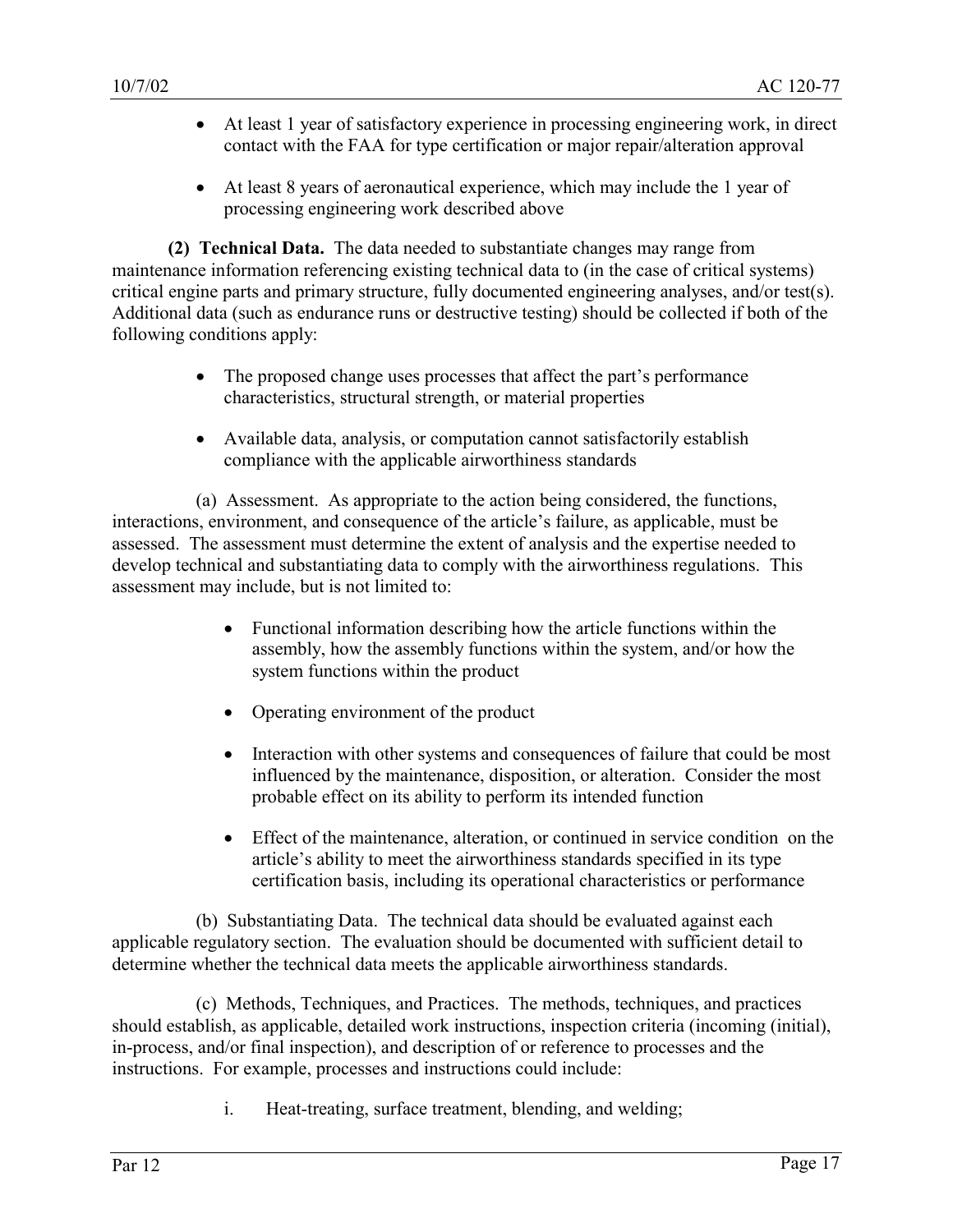- At least 1 year of satisfactory experience in processing engineering work, in direct contact with the FAA for type certification or major repair/alteration approval

- At least 8 years of aeronautical experience, which may include the 1 year of processing engineering work described above

**(2) Technical Data.** The data needed to substantiate changes may range from maintenance information referencing existing technical data to (in the case of critical systems) critical engine parts and primary structure, fully documented engineering analyses, and/or test(s). Additional data (such as endurance runs or destructive testing) should be collected if both of the following conditions apply:

- The proposed change uses processes that affect the part's performance characteristics, structural strength, or material properties

- Available data, analysis, or computation cannot satisfactorily establish compliance with the applicable airworthiness standards

(a) Assessment. As appropriate to the action being considered, the functions, interactions, environment, and consequence of the article's failure, as applicable, must be assessed. The assessment must determine the extent of analysis and the expertise needed to develop technical and substantiating data to comply with the airworthiness regulations. This assessment may include, but is not limited to:

- Functional information describing how the article functions within the assembly, how the assembly functions within the system, and/or how the system functions within the product

- Operating environment of the product

- Interaction with other systems and consequences of failure that could be most influenced by the maintenance, disposition, or alteration. Consider the most probable effect on its ability to perform its intended function

- Effect of the maintenance, alteration, or continued in service condition on the article's ability to meet the airworthiness standards specified in its type certification basis, including its operational characteristics or performance

(b) Substantiating Data. The technical data should be evaluated against each applicable regulatory section. The evaluation should be documented with sufficient detail to determine whether the technical data meets the applicable airworthiness standards.

(c) Methods, Techniques, and Practices. The methods, techniques, and practices should establish, as applicable, detailed work instructions, inspection criteria (incoming (initial), in-process, and/or final inspection), and description of or reference to processes and the instructions. For example, processes and instructions could include:

i. Heat-treating, surface treatment, blending, and welding;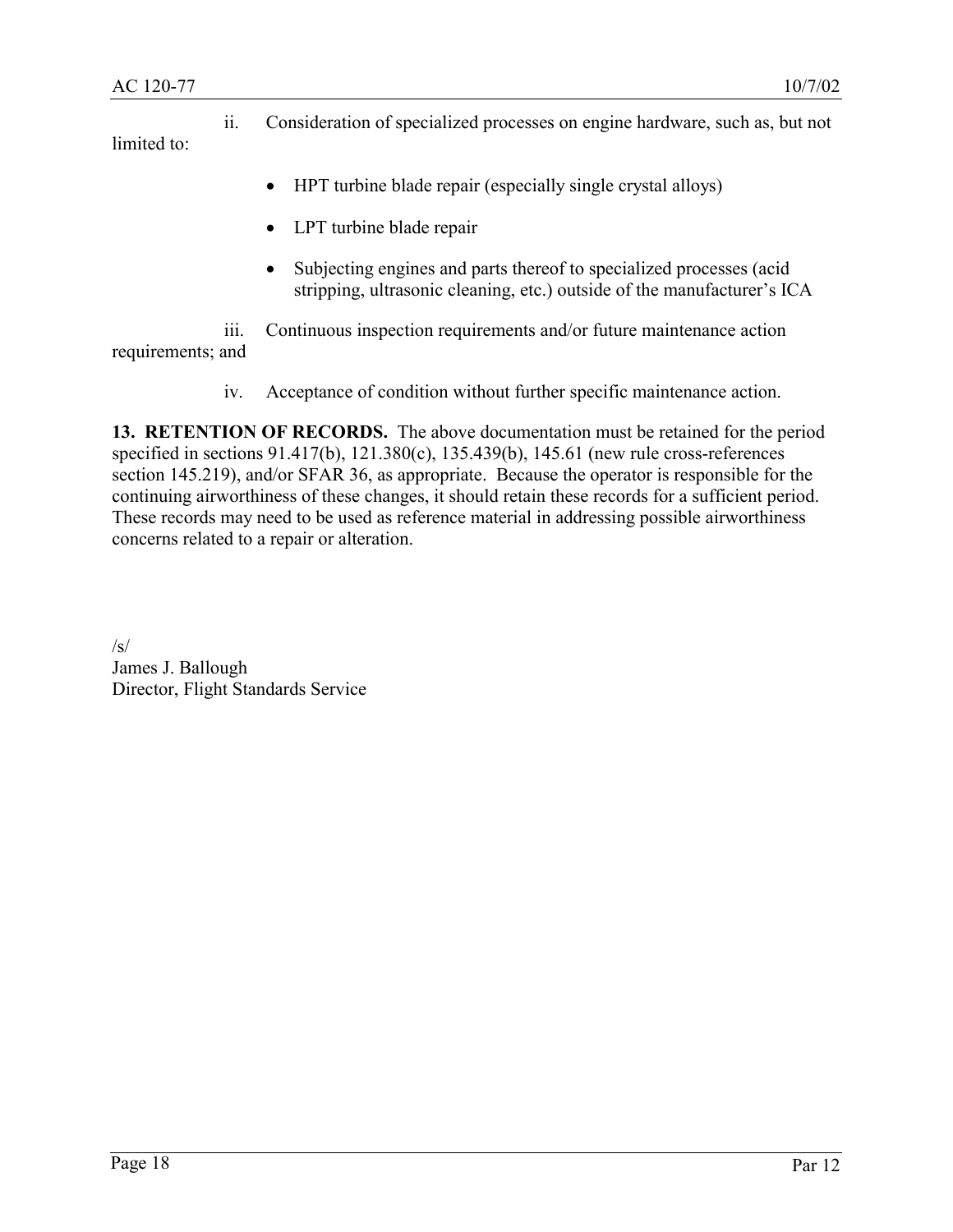ii. Consideration of specialized processes on engine hardware, such as, but not limited to:

- HPT turbine blade repair (especially single crystal alloys)
- LPT turbine blade repair
- Subjecting engines and parts thereof to specialized processes (acid stripping, ultrasonic cleaning, etc.) outside of the manufacturer's ICA

iii. Continuous inspection requirements and/or future maintenance action requirements; and

iv. Acceptance of condition without further specific maintenance action.

**13. RETENTION OF RECORDS.** The above documentation must be retained for the period specified in sections 91.417(b), 121.380(c), 135.439(b), 145.61 (new rule cross-references section 145.219), and/or SFAR 36, as appropriate. Because the operator is responsible for the continuing airworthiness of these changes, it should retain these records for a sufficient period. These records may need to be used as reference material in addressing possible airworthiness concerns related to a repair or alteration.

/s/
James J. Ballough
Director, Flight Standards Service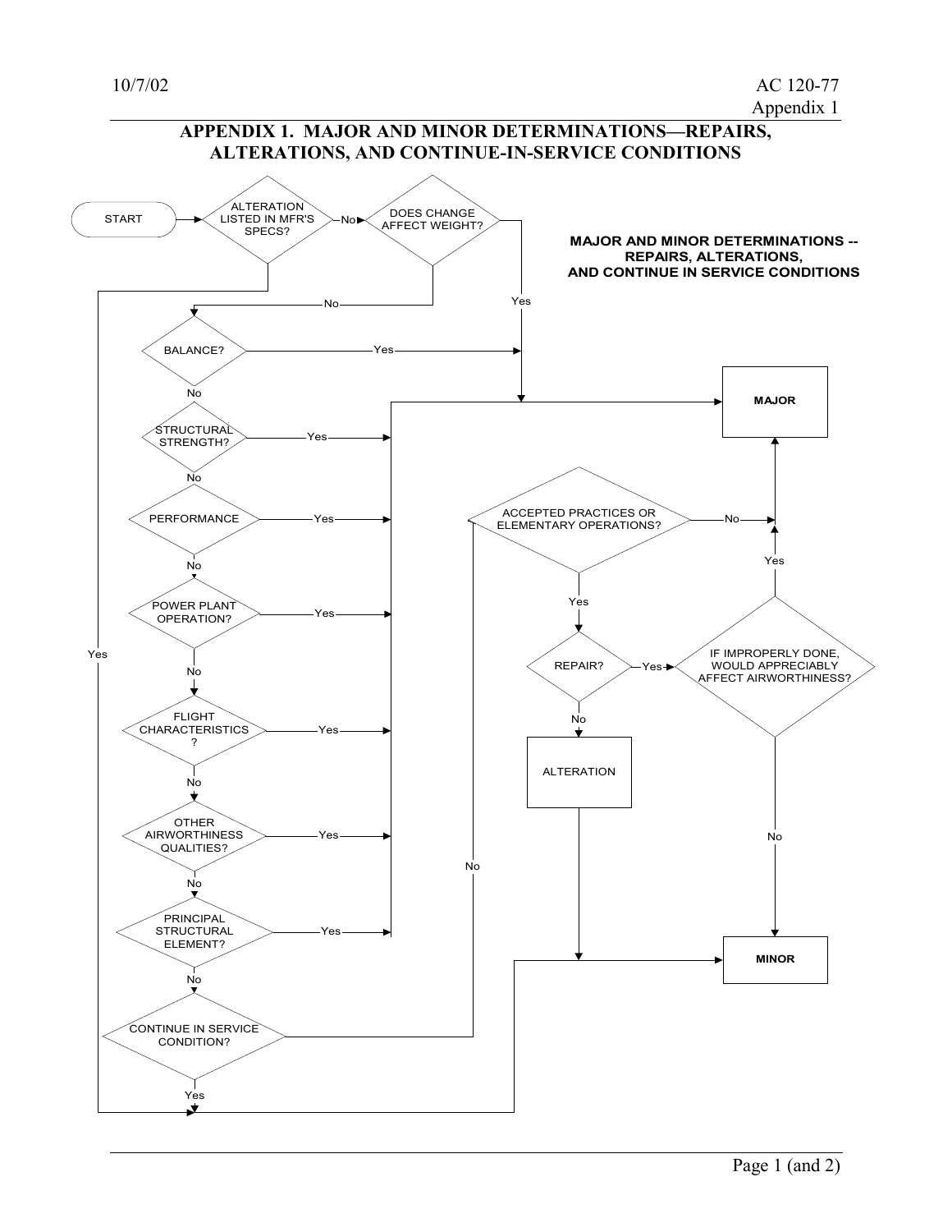# APPENDIX 1. MAJOR AND MINOR DETERMINATIONS—REPAIRS, ALTERATIONS, AND CONTINUE-IN-SERVICE CONDITIONS

MAJOR AND MINOR DETERMINATIONS -- REPAIRS, ALTERATIONS, AND CONTINUE IN SERVICE CONDITIONS

START

ALTERATION LISTED IN MFR'S SPECS?

No

DOES CHANGE AFFECT WEIGHT?

Yes

No

BALANCE?

Yes

No

MAJOR

STRUCTURAL STRENGTH?

Yes

No

PERFORMANCE

Yes

ACCEPTED PRACTICES OR ELEMENTARY OPERATIONS?

No

No

Yes

POWER PLANT OPERATION?

Yes

Yes

Yes

No

REPAIR?

Yes

IF IMPROPERLY DONE, WOULD APPRECIABLY AFFECT AIRWORTHINESS?

FLIGHT CHARACTERISTICS ?

Yes

No

No

ALTERATION

No

OTHER AIRWORTHINESS QUALITIES?

Yes

No

No

No

PRINCIPAL STRUCTURAL ELEMENT?

Yes

MINOR

No

CONTINUE IN SERVICE CONDITION?

Yes